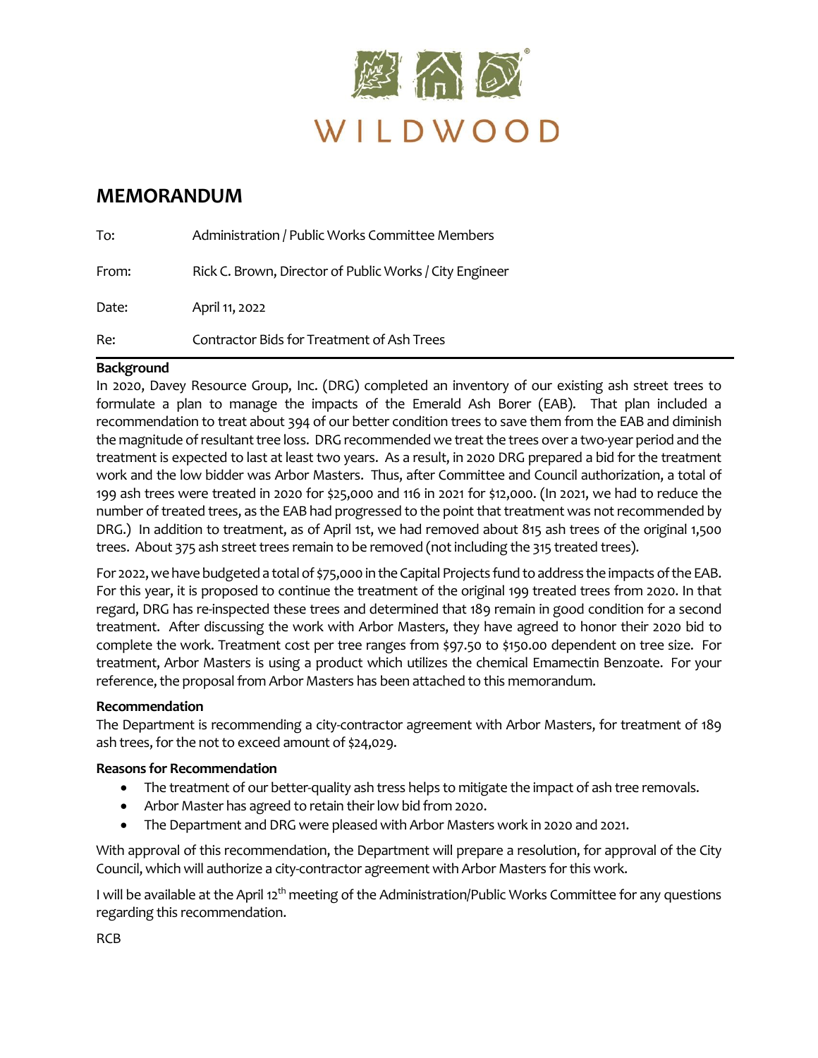WILDWOOD

# MEMORANDUM

To: Administration / Public Works Committee Members

From: Rick C. Brown, Director of Public Works / City Engineer

Date: April 11, 2022

Re: Contractor Bids for Treatment of Ash Trees

**Background**

In 2020, Davey Resource Group, Inc. (DRG) completed an inventory of our existing ash street trees to formulate a plan to manage the impacts of the Emerald Ash Borer (EAB). That plan included a recommendation to treat about 394 of our better condition trees to save them from the EAB and diminish the magnitude of resultant tree loss. DRG recommended we treat the trees over a two-year period and the treatment is expected to last at least two years. As a result, in 2020 DRG prepared a bid for the treatment work and the low bidder was Arbor Masters. Thus, after Committee and Council authorization, a total of 199 ash trees were treated in 2020 for $25,000 and 116 in 2021 for $12,000. (In 2021, we had to reduce the number of treated trees, as the EAB had progressed to the point that treatment was not recommended by DRG.) In addition to treatment, as of April 1st, we had removed about 815 ash trees of the original 1,500 trees. About 375 ash street trees remain to be removed (not including the 315 treated trees).

For 2022, we have budgeted a total of $75,000 in the Capital Projects fund to address the impacts of the EAB. For this year, it is proposed to continue the treatment of the original 199 treated trees from 2020. In that regard, DRG has re-inspected these trees and determined that 189 remain in good condition for a second treatment. After discussing the work with Arbor Masters, they have agreed to honor their 2020 bid to complete the work. Treatment cost per tree ranges from $97.50 to $150.00 dependent on tree size. For treatment, Arbor Masters is using a product which utilizes the chemical Emamectin Benzoate. For your reference, the proposal from Arbor Masters has been attached to this memorandum.

**Recommendation**

The Department is recommending a city-contractor agreement with Arbor Masters, for treatment of 189 ash trees, for the not to exceed amount of $24,029.

**Reasons for Recommendation**

- The treatment of our better-quality ash tress helps to mitigate the impact of ash tree removals.
- Arbor Master has agreed to retain their low bid from 2020.
- The Department and DRG were pleased with Arbor Masters work in 2020 and 2021.

With approval of this recommendation, the Department will prepare a resolution, for approval of the City Council, which will authorize a city-contractor agreement with Arbor Masters for this work.

I will be available at the April 12th meeting of the Administration/Public Works Committee for any questions regarding this recommendation.

RCB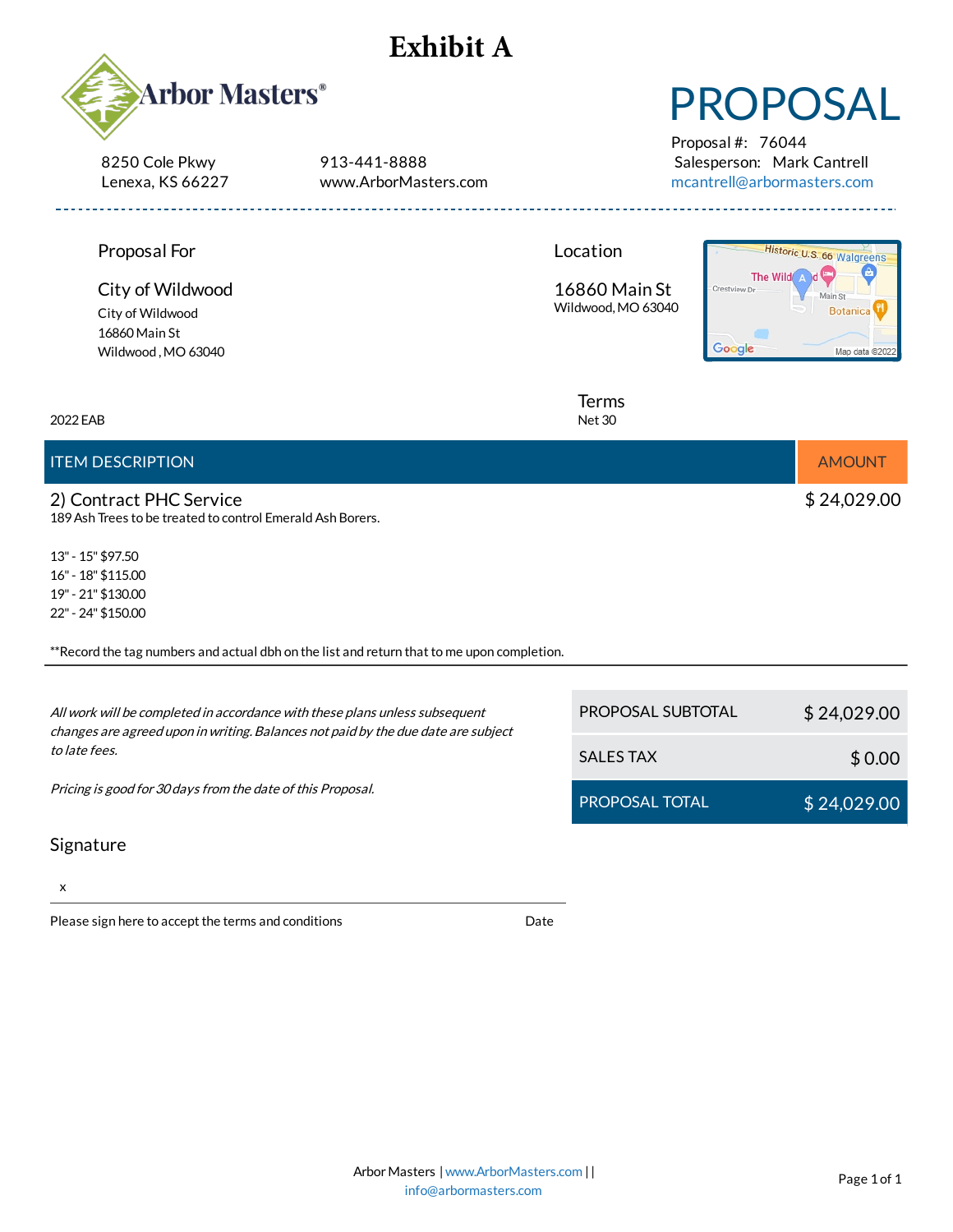# Exhibit A

Arbor Masters®

8250 Cole Pkwy
Lenexa, KS 66227

913-441-8888
www.ArborMasters.com

# PROPOSAL

Proposal #: 76044
Salesperson: Mark Cantrell
mcantrell@arbormasters.com

---

**Proposal For**

City of Wildwood

City of Wildwood
16860 Main St
Wildwood , MO 63040

**Location**

16860 Main St
Wildwood, MO 63040

2022 EAB

**Terms**
Net 30

| ITEM DESCRIPTION | AMOUNT |
|---|---|
| 2) Contract PHC Service<br>189 Ash Trees to be treated to control Emerald Ash Borers.<br><br>13" - 15" $97.50<br>16" - 18" $115.00<br>19" - 21" $130.00<br>22" - 24" $150.00<br><br>**Record the tag numbers and actual dbh on the list and return that to me upon completion. | $ 24,029.00 |

*All work will be completed in accordance with these plans unless subsequent changes are agreed upon in writing. Balances not paid by the due date are subject to late fees.*

*Pricing is good for 30 days from the date of this Proposal.*

| | |
|---|---|
| PROPOSAL SUBTOTAL | $ 24,029.00 |
| SALES TAX | $ 0.00 |
| PROPOSAL TOTAL | $ 24,029.00 |

**Signature**

x

Please sign here to accept the terms and conditions — Date

Arbor Masters | www.ArborMasters.com | | info@arbormasters.com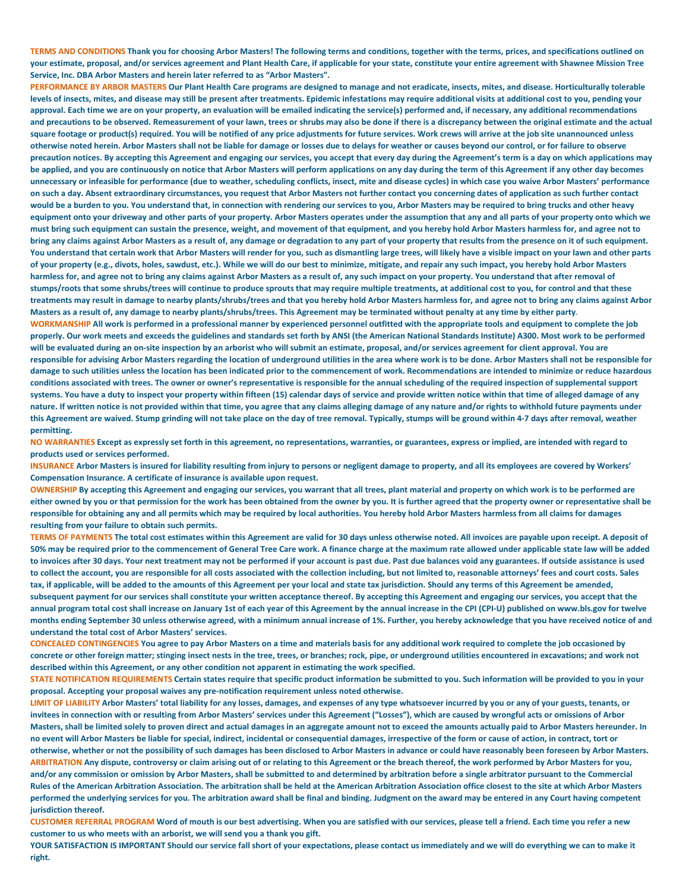**TERMS AND CONDITIONS** Thank you for choosing Arbor Masters! The following terms and conditions, together with the terms, prices, and specifications outlined on your estimate, proposal, and/or services agreement and Plant Health Care, if applicable for your state, constitute your entire agreement with Shawnee Mission Tree Service, Inc. DBA Arbor Masters and herein later referred to as "Arbor Masters".

**PERFORMANCE BY ARBOR MASTERS** Our Plant Health Care programs are designed to manage and not eradicate, insects, mites, and disease. Horticulturally tolerable levels of insects, mites, and disease may still be present after treatments. Epidemic infestations may require additional visits at additional cost to you, pending your approval. Each time we are on your property, an evaluation will be emailed indicating the service(s) performed and, if necessary, any additional recommendations and precautions to be observed. Remeasurement of your lawn, trees or shrubs may also be done if there is a discrepancy between the original estimate and the actual square footage or product(s) required. You will be notified of any price adjustments for future services. Work crews will arrive at the job site unannounced unless otherwise noted herein. Arbor Masters shall not be liable for damage or losses due to delays for weather or causes beyond our control, or for failure to observe precaution notices. By accepting this Agreement and engaging our services, you accept that every day during the Agreement's term is a day on which applications may be applied, and you are continuously on notice that Arbor Masters will perform applications on any day during the term of this Agreement if any other day becomes unnecessary or infeasible for performance (due to weather, scheduling conflicts, insect, mite and disease cycles) in which case you waive Arbor Masters' performance on such a day. Absent extraordinary circumstances, you request that Arbor Masters not further contact you concerning dates of application as such further contact would be a burden to you. You understand that, in connection with rendering our services to you, Arbor Masters may be required to bring trucks and other heavy equipment onto your driveway and other parts of your property. Arbor Masters operates under the assumption that any and all parts of your property onto which we must bring such equipment can sustain the presence, weight, and movement of that equipment, and you hereby hold Arbor Masters harmless for, and agree not to bring any claims against Arbor Masters as a result of, any damage or degradation to any part of your property that results from the presence on it of such equipment. You understand that certain work that Arbor Masters will render for you, such as dismantling large trees, will likely have a visible impact on your lawn and other parts of your property (e.g., divots, holes, sawdust, etc.). While we will do our best to minimize, mitigate, and repair any such impact, you hereby hold Arbor Masters harmless for, and agree not to bring any claims against Arbor Masters as a result of, any such impact on your property. You understand that after removal of stumps/roots that some shrubs/trees will continue to produce sprouts that may require multiple treatments, at additional cost to you, for control and that these treatments may result in damage to nearby plants/shrubs/trees and that you hereby hold Arbor Masters harmless for, and agree not to bring any claims against Arbor Masters as a result of, any damage to nearby plants/shrubs/trees. This Agreement may be terminated without penalty at any time by either party.

**WORKMANSHIP** All work is performed in a professional manner by experienced personnel outfitted with the appropriate tools and equipment to complete the job properly. Our work meets and exceeds the guidelines and standards set forth by ANSI (the American National Standards Institute) A300. Most work to be performed will be evaluated during an on-site inspection by an arborist who will submit an estimate, proposal, and/or services agreement for client approval. You are responsible for advising Arbor Masters regarding the location of underground utilities in the area where work is to be done. Arbor Masters shall not be responsible for damage to such utilities unless the location has been indicated prior to the commencement of work. Recommendations are intended to minimize or reduce hazardous conditions associated with trees. The owner or owner's representative is responsible for the annual scheduling of the required inspection of supplemental support systems. You have a duty to inspect your property within fifteen (15) calendar days of service and provide written notice within that time of alleged damage of any nature. If written notice is not provided within that time, you agree that any claims alleging damage of any nature and/or rights to withhold future payments under this Agreement are waived. Stump grinding will not take place on the day of tree removal. Typically, stumps will be ground within 4-7 days after removal, weather permitting.

**NO WARRANTIES** Except as expressly set forth in this agreement, no representations, warranties, or guarantees, express or implied, are intended with regard to products used or services performed.

**INSURANCE** Arbor Masters is insured for liability resulting from injury to persons or negligent damage to property, and all its employees are covered by Workers' Compensation Insurance. A certificate of insurance is available upon request.

**OWNERSHIP** By accepting this Agreement and engaging our services, you warrant that all trees, plant material and property on which work is to be performed are either owned by you or that permission for the work has been obtained from the owner by you. It is further agreed that the property owner or representative shall be responsible for obtaining any and all permits which may be required by local authorities. You hereby hold Arbor Masters harmless from all claims for damages resulting from your failure to obtain such permits.

**TERMS OF PAYMENTS** The total cost estimates within this Agreement are valid for 30 days unless otherwise noted. All invoices are payable upon receipt. A deposit of 50% may be required prior to the commencement of General Tree Care work. A finance charge at the maximum rate allowed under applicable state law will be added to invoices after 30 days. Your next treatment may not be performed if your account is past due. Past due balances void any guarantees. If outside assistance is used to collect the account, you are responsible for all costs associated with the collection including, but not limited to, reasonable attorneys' fees and court costs. Sales tax, if applicable, will be added to the amounts of this Agreement per your local and state tax jurisdiction. Should any terms of this Agreement be amended, subsequent payment for our services shall constitute your written acceptance thereof. By accepting this Agreement and engaging our services, you accept that the annual program total cost shall increase on January 1st of each year of this Agreement by the annual increase in the CPI (CPI-U) published on www.bls.gov for twelve months ending September 30 unless otherwise agreed, with a minimum annual increase of 1%. Further, you hereby acknowledge that you have received notice of and understand the total cost of Arbor Masters' services.

**CONCEALED CONTINGENCIES** You agree to pay Arbor Masters on a time and materials basis for any additional work required to complete the job occasioned by concrete or other foreign matter; stinging insect nests in the tree, trees, or branches; rock, pipe, or underground utilities encountered in excavations; and work not described within this Agreement, or any other condition not apparent in estimating the work specified.

**STATE NOTIFICATION REQUIREMENTS** Certain states require that specific product information be submitted to you. Such information will be provided to you in your proposal. Accepting your proposal waives any pre-notification requirement unless noted otherwise.

**LIMIT OF LIABILITY** Arbor Masters' total liability for any losses, damages, and expenses of any type whatsoever incurred by you or any of your guests, tenants, or invitees in connection with or resulting from Arbor Masters' services under this Agreement ("Losses"), which are caused by wrongful acts or omissions of Arbor Masters, shall be limited solely to proven direct and actual damages in an aggregate amount not to exceed the amounts actually paid to Arbor Masters hereunder. In no event will Arbor Masters be liable for special, indirect, incidental or consequential damages, irrespective of the form or cause of action, in contract, tort or otherwise, whether or not the possibility of such damages has been disclosed to Arbor Masters in advance or could have reasonably been foreseen by Arbor Masters.

**ARBITRATION** Any dispute, controversy or claim arising out of or relating to this Agreement or the breach thereof, the work performed by Arbor Masters for you, and/or any commission or omission by Arbor Masters, shall be submitted to and determined by arbitration before a single arbitrator pursuant to the Commercial Rules of the American Arbitration Association. The arbitration shall be held at the American Arbitration Association office closest to the site at which Arbor Masters performed the underlying services for you. The arbitration award shall be final and binding. Judgment on the award may be entered in any Court having competent jurisdiction thereof.

**CUSTOMER REFERRAL PROGRAM** Word of mouth is our best advertising. When you are satisfied with our services, please tell a friend. Each time you refer a new customer to us who meets with an arborist, we will send you a thank you gift.

**YOUR SATISFACTION IS IMPORTANT** Should our service fall short of your expectations, please contact us immediately and we will do everything we can to make it right.